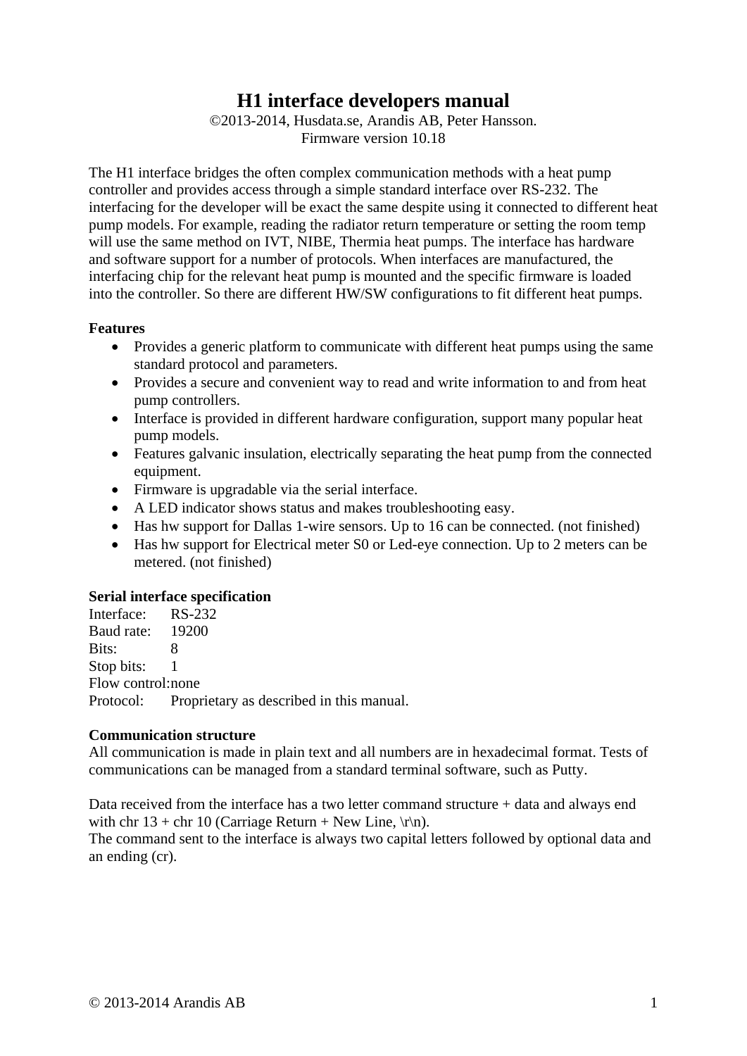# H1 interface developers manual

©2013-2014, Husdata.se, Arandis AB, Peter Hansson.
Firmware version 10.18

The H1 interface bridges the often complex communication methods with a heat pump controller and provides access through a simple standard interface over RS-232. The interfacing for the developer will be exact the same despite using it connected to different heat pump models. For example, reading the radiator return temperature or setting the room temp will use the same method on IVT, NIBE, Thermia heat pumps. The interface has hardware and software support for a number of protocols. When interfaces are manufactured, the interfacing chip for the relevant heat pump is mounted and the specific firmware is loaded into the controller. So there are different HW/SW configurations to fit different heat pumps.

**Features**

- Provides a generic platform to communicate with different heat pumps using the same standard protocol and parameters.
- Provides a secure and convenient way to read and write information to and from heat pump controllers.
- Interface is provided in different hardware configuration, support many popular heat pump models.
- Features galvanic insulation, electrically separating the heat pump from the connected equipment.
- Firmware is upgradable via the serial interface.
- A LED indicator shows status and makes troubleshooting easy.
- Has hw support for Dallas 1-wire sensors. Up to 16 can be connected. (not finished)
- Has hw support for Electrical meter S0 or Led-eye connection. Up to 2 meters can be metered. (not finished)

**Serial interface specification**

Interface: RS-232
Baud rate: 19200
Bits: 8
Stop bits: 1
Flow control: none
Protocol: Proprietary as described in this manual.

**Communication structure**

All communication is made in plain text and all numbers are in hexadecimal format. Tests of communications can be managed from a standard terminal software, such as Putty.

Data received from the interface has a two letter command structure + data and always end with chr 13 + chr 10 (Carriage Return + New Line, \r\n).
The command sent to the interface is always two capital letters followed by optional data and an ending (cr).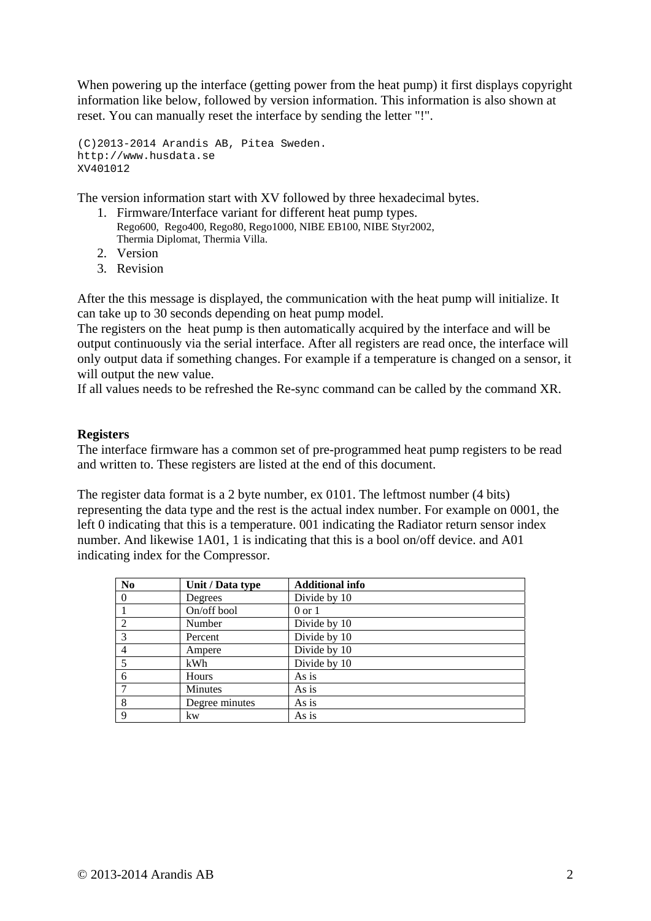When powering up the interface (getting power from the heat pump) it first displays copyright information like below, followed by version information. This information is also shown at reset. You can manually reset the interface by sending the letter "!".

```
(C)2013-2014 Arandis AB, Pitea Sweden.
http://www.husdata.se
XV401012
```

The version information start with XV followed by three hexadecimal bytes.

1. Firmware/Interface variant for different heat pump types.
   Rego600,  Rego400, Rego80, Rego1000, NIBE EB100, NIBE Styr2002, Thermia Diplomat, Thermia Villa.
2. Version
3. Revision

After the this message is displayed, the communication with the heat pump will initialize. It can take up to 30 seconds depending on heat pump model.
The registers on the  heat pump is then automatically acquired by the interface and will be output continuously via the serial interface. After all registers are read once, the interface will only output data if something changes. For example if a temperature is changed on a sensor, it will output the new value.
If all values needs to be refreshed the Re-sync command can be called by the command XR.

**Registers**
The interface firmware has a common set of pre-programmed heat pump registers to be read and written to. These registers are listed at the end of this document.

The register data format is a 2 byte number, ex 0101. The leftmost number (4 bits) representing the data type and the rest is the actual index number. For example on 0001, the left 0 indicating that this is a temperature. 001 indicating the Radiator return sensor index number. And likewise 1A01, 1 is indicating that this is a bool on/off device. and A01 indicating index for the Compressor.

| No | Unit / Data type | Additional info |
|---|---|---|
| 0 | Degrees | Divide by 10 |
| 1 | On/off bool | 0 or 1 |
| 2 | Number | Divide by 10 |
| 3 | Percent | Divide by 10 |
| 4 | Ampere | Divide by 10 |
| 5 | kWh | Divide by 10 |
| 6 | Hours | As is |
| 7 | Minutes | As is |
| 8 | Degree minutes | As is |
| 9 | kw | As is |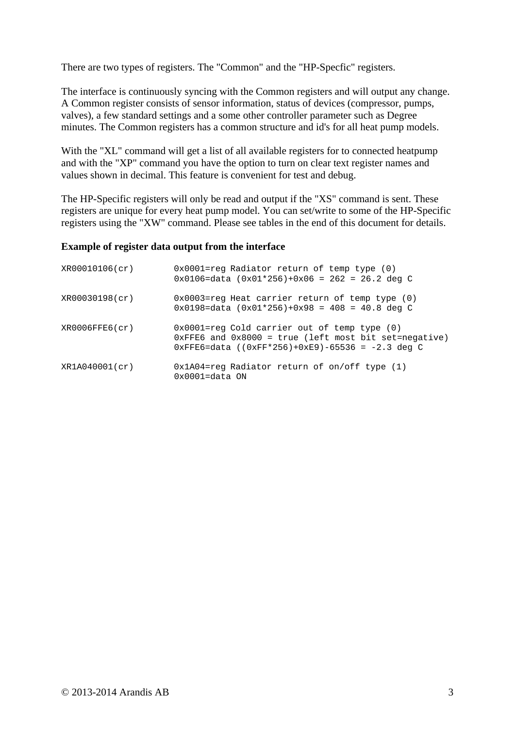There are two types of registers. The "Common" and the "HP-Specfic" registers.

The interface is continuously syncing with the Common registers and will output any change. A Common register consists of sensor information, status of devices (compressor, pumps, valves), a few standard settings and a some other controller parameter such as Degree minutes. The Common registers has a common structure and id's for all heat pump models.

With the "XL" command will get a list of all available registers for to connected heatpump and with the "XP" command you have the option to turn on clear text register names and values shown in decimal. This feature is convenient for test and debug.

The HP-Specific registers will only be read and output if the "XS" command is sent. These registers are unique for every heat pump model. You can set/write to some of the HP-Specific registers using the "XW" command. Please see tables in the end of this document for details.

**Example of register data output from the interface**

```
XR00010106(cr)        0x0001=reg Radiator return of temp type (0)
                      0x0106=data (0x01*256)+0x06 = 262 = 26.2 deg C

XR00030198(cr)        0x0003=reg Heat carrier return of temp type (0)
                      0x0198=data (0x01*256)+0x98 = 408 = 40.8 deg C

XR0006FFE6(cr)        0x0001=reg Cold carrier out of temp type (0)
                      0xFFE6 and 0x8000 = true (left most bit set=negative)
                      0xFFE6=data ((0xFF*256)+0xE9)-65536 = -2.3 deg C

XR1A040001(cr)        0x1A04=reg Radiator return of on/off type (1)
                      0x0001=data ON
```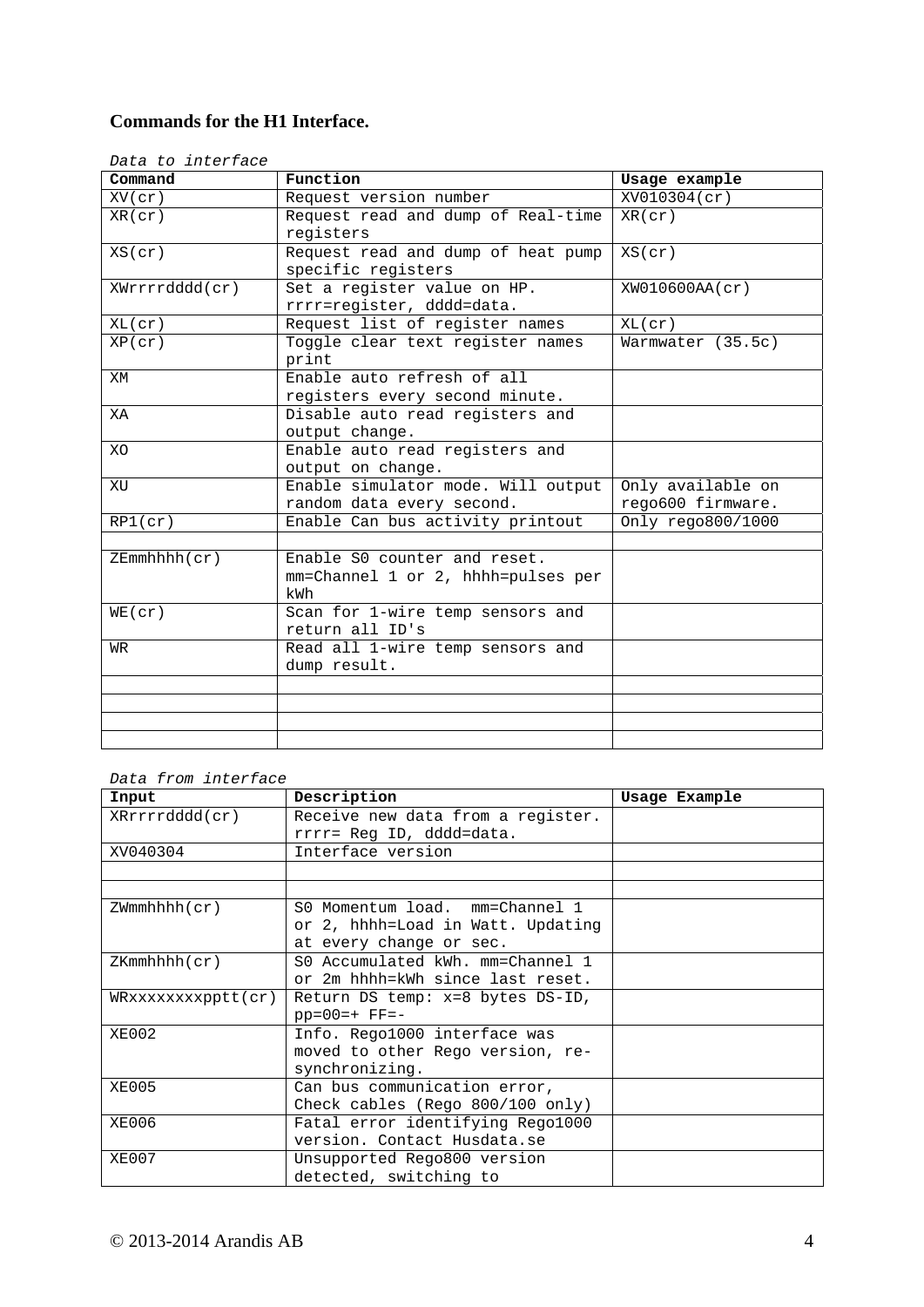**Commands for the H1 Interface.**

*Data to interface*

| Command | Function | Usage example |
|---|---|---|
| XV(cr) | Request version number | XV010304(cr) |
| XR(cr) | Request read and dump of Real-time registers | XR(cr) |
| XS(cr) | Request read and dump of heat pump specific registers | XS(cr) |
| XWrrrrdddd(cr) | Set a register value on HP. rrrr=register, dddd=data. | XW010600AA(cr) |
| XL(cr) | Request list of register names | XL(cr) |
| XP(cr) | Toggle clear text register names print | Warmwater (35.5c) |
| XM | Enable auto refresh of all registers every second minute. | |
| XA | Disable auto read registers and output change. | |
| XO | Enable auto read registers and output on change. | |
| XU | Enable simulator mode. Will output random data every second. | Only available on rego600 firmware. |
| RP1(cr) | Enable Can bus activity printout | Only rego800/1000 |
| | | |
| ZEmmhhhh(cr) | Enable S0 counter and reset. mm=Channel 1 or 2, hhhh=pulses per kWh | |
| WE(cr) | Scan for 1-wire temp sensors and return all ID's | |
| WR | Read all 1-wire temp sensors and dump result. | |
| | | |
| | | |
| | | |
| | | |

*Data from interface*

| Input | Description | Usage Example |
|---|---|---|
| XRrrrrdddd(cr) | Receive new data from a register. rrrr= Reg ID, dddd=data. | |
| XV040304 | Interface version | |
| | | |
| | | |
| ZWmmhhhh(cr) | S0 Momentum load. mm=Channel 1 or 2, hhhh=Load in Watt. Updating at every change or sec. | |
| ZKmmhhhh(cr) | S0 Accumulated kWh. mm=Channel 1 or 2m hhhh=kWh since last reset. | |
| WRxxxxxxxxpptt(cr) | Return DS temp: x=8 bytes DS-ID, pp=00=+ FF=- | |
| XE002 | Info. Rego1000 interface was moved to other Rego version, re-synchronizing. | |
| XE005 | Can bus communication error, Check cables (Rego 800/100 only) | |
| XE006 | Fatal error identifying Rego1000 version. Contact Husdata.se | |
| XE007 | Unsupported Rego800 version detected, switching to | |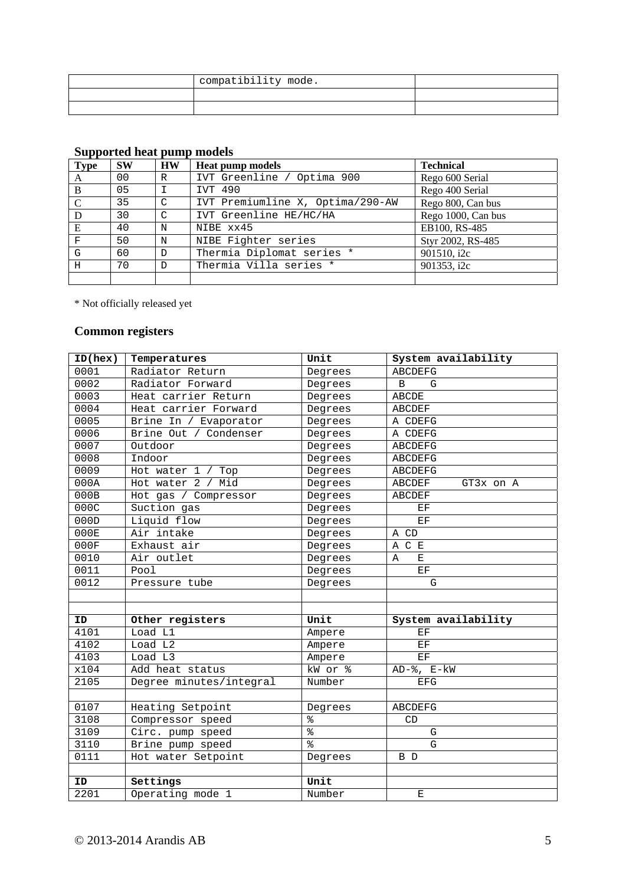| | compatibility mode. | |
|---|---|---|
| | | |
| | | |

### Supported heat pump models

| Type | SW | HW | Heat pump models | Technical |
|---|---|---|---|---|
| A | 00 | R | IVT Greenline / Optima 900 | Rego 600 Serial |
| B | 05 | I | IVT 490 | Rego 400 Serial |
| C | 35 | C | IVT Premiumline X, Optima/290-AW | Rego 800, Can bus |
| D | 30 | C | IVT Greenline HE/HC/HA | Rego 1000, Can bus |
| E | 40 | N | NIBE xx45 | EB100, RS-485 |
| F | 50 | N | NIBE Fighter series | Styr 2002, RS-485 |
| G | 60 | D | Thermia Diplomat series * | 901510, i2c |
| H | 70 | D | Thermia Villa series * | 901353, i2c |
| | | | | |

\* Not officially released yet

### Common registers

| ID(hex) | Temperatures | Unit | System availability |
|---|---|---|---|
| 0001 | Radiator Return | Degrees | ABCDEFG |
| 0002 | Radiator Forward | Degrees | B G |
| 0003 | Heat carrier Return | Degrees | ABCDE |
| 0004 | Heat carrier Forward | Degrees | ABCDEF |
| 0005 | Brine In / Evaporator | Degrees | A CDEFG |
| 0006 | Brine Out / Condenser | Degrees | A CDEFG |
| 0007 | Outdoor | Degrees | ABCDEFG |
| 0008 | Indoor | Degrees | ABCDEFG |
| 0009 | Hot water 1 / Top | Degrees | ABCDEFG |
| 000A | Hot water 2 / Mid | Degrees | ABCDEF GT3x on A |
| 000B | Hot gas / Compressor | Degrees | ABCDEF |
| 000C | Suction gas | Degrees | EF |
| 000D | Liquid flow | Degrees | EF |
| 000E | Air intake | Degrees | A CD |
| 000F | Exhaust air | Degrees | A C E |
| 0010 | Air outlet | Degrees | A E |
| 0011 | Pool | Degrees | EF |
| 0012 | Pressure tube | Degrees | G |
| | | | |
| | | | |
| **ID** | **Other registers** | **Unit** | **System availability** |
| 4101 | Load L1 | Ampere | EF |
| 4102 | Load L2 | Ampere | EF |
| 4103 | Load L3 | Ampere | EF |
| x104 | Add heat status | kW or % | AD-%, E-kW |
| 2105 | Degree minutes/integral | Number | EFG |
| | | | |
| 0107 | Heating Setpoint | Degrees | ABCDEFG |
| 3108 | Compressor speed | % | CD |
| 3109 | Circ. pump speed | % | G |
| 3110 | Brine pump speed | % | G |
| 0111 | Hot water Setpoint | Degrees | B D |
| | | | |
| **ID** | **Settings** | **Unit** | |
| 2201 | Operating mode 1 | Number | E |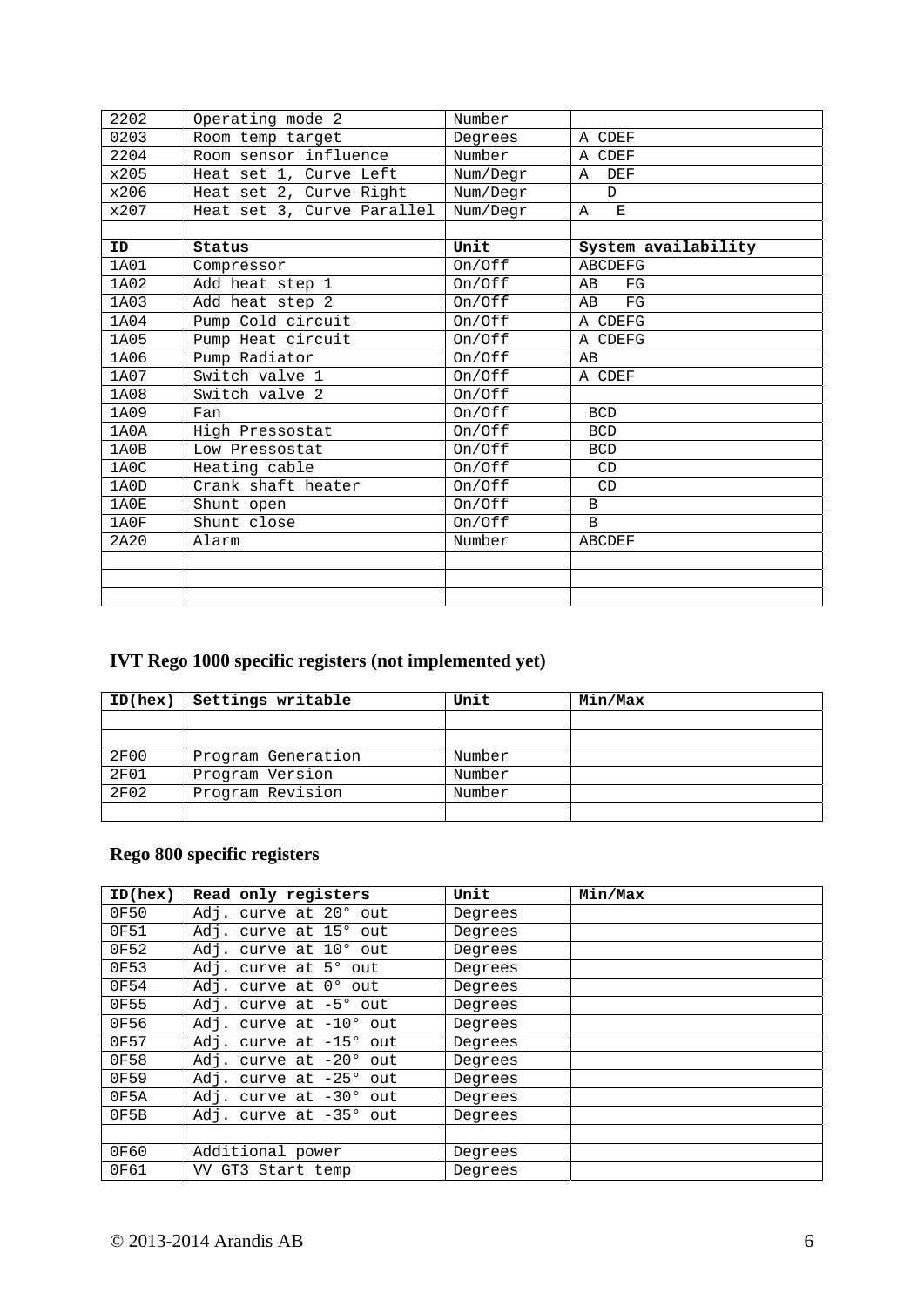| | | | |
|---|---|---|---|
| 2202 | Operating mode 2 | Number | |
| 0203 | Room temp target | Degrees | A CDEF |
| 2204 | Room sensor influence | Number | A CDEF |
| x205 | Heat set 1, Curve Left | Num/Degr | A DEF |
| x206 | Heat set 2, Curve Right | Num/Degr | D |
| x207 | Heat set 3, Curve Parallel | Num/Degr | A E |
| | | | |
| **ID** | **Status** | **Unit** | **System availability** |
| 1A01 | Compressor | On/Off | ABCDEFG |
| 1A02 | Add heat step 1 | On/Off | AB FG |
| 1A03 | Add heat step 2 | On/Off | AB FG |
| 1A04 | Pump Cold circuit | On/Off | A CDEFG |
| 1A05 | Pump Heat circuit | On/Off | A CDEFG |
| 1A06 | Pump Radiator | On/Off | AB |
| 1A07 | Switch valve 1 | On/Off | A CDEF |
| 1A08 | Switch valve 2 | On/Off | |
| 1A09 | Fan | On/Off | BCD |
| 1A0A | High Pressostat | On/Off | BCD |
| 1A0B | Low Pressostat | On/Off | BCD |
| 1A0C | Heating cable | On/Off | CD |
| 1A0D | Crank shaft heater | On/Off | CD |
| 1A0E | Shunt open | On/Off | B |
| 1A0F | Shunt close | On/Off | B |
| 2A20 | Alarm | Number | ABCDEF |
| | | | |
| | | | |
| | | | |

## IVT Rego 1000 specific registers (not implemented yet)

| ID(hex) | Settings writable | Unit | Min/Max |
|---|---|---|---|
| | | | |
| | | | |
| 2F00 | Program Generation | Number | |
| 2F01 | Program Version | Number | |
| 2F02 | Program Revision | Number | |
| | | | |

## Rego 800 specific registers

| ID(hex) | Read only registers | Unit | Min/Max |
|---|---|---|---|
| 0F50 | Adj. curve at 20° out | Degrees | |
| 0F51 | Adj. curve at 15° out | Degrees | |
| 0F52 | Adj. curve at 10° out | Degrees | |
| 0F53 | Adj. curve at 5° out | Degrees | |
| 0F54 | Adj. curve at 0° out | Degrees | |
| 0F55 | Adj. curve at -5° out | Degrees | |
| 0F56 | Adj. curve at -10° out | Degrees | |
| 0F57 | Adj. curve at -15° out | Degrees | |
| 0F58 | Adj. curve at -20° out | Degrees | |
| 0F59 | Adj. curve at -25° out | Degrees | |
| 0F5A | Adj. curve at -30° out | Degrees | |
| 0F5B | Adj. curve at -35° out | Degrees | |
| | | | |
| 0F60 | Additional power | Degrees | |
| 0F61 | VV GT3 Start temp | Degrees | |

© 2013-2014 Arandis AB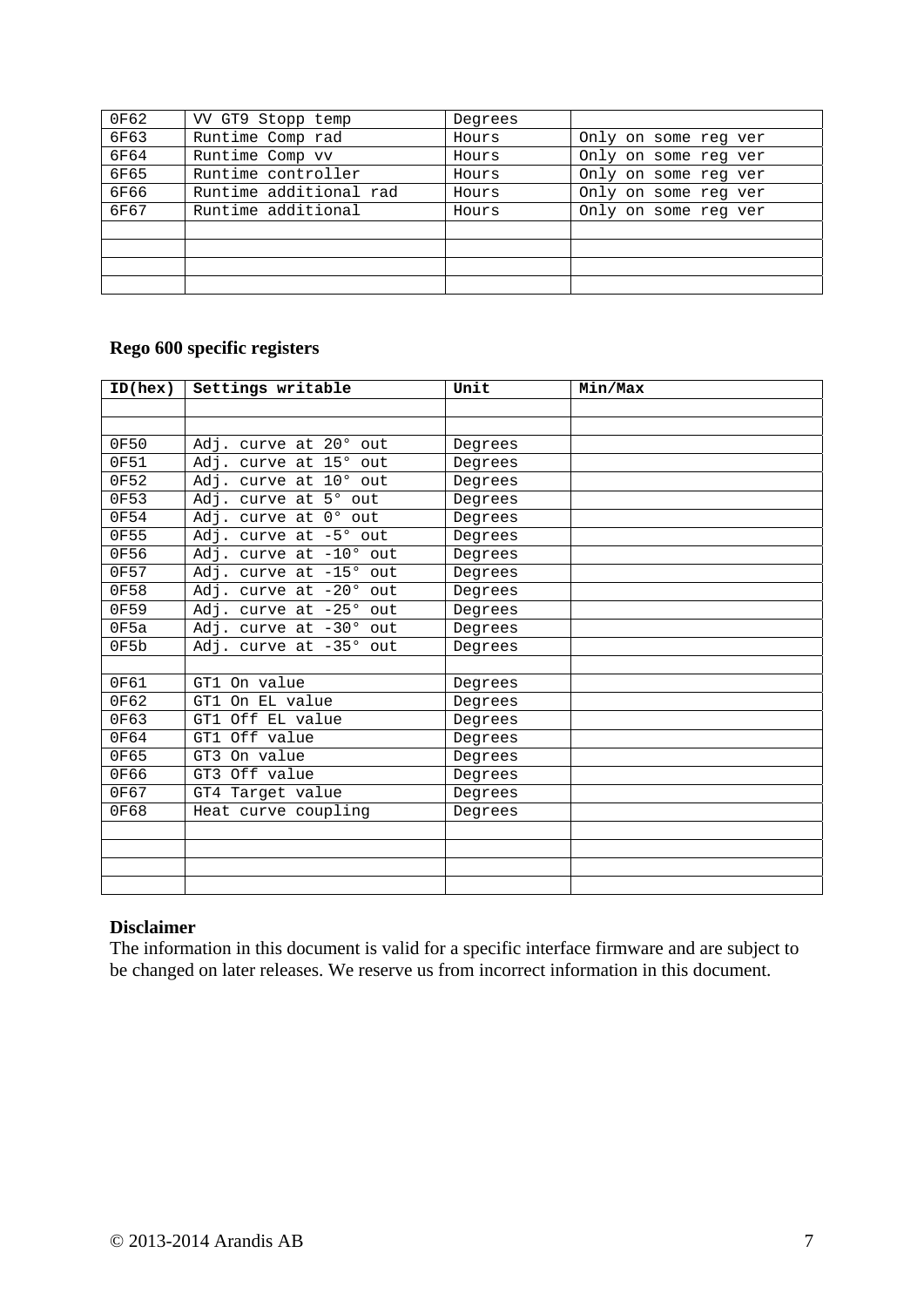| | | | |
|---|---|---|---|
| 0F62 | VV GT9 Stopp temp | Degrees | |
| 6F63 | Runtime Comp rad | Hours | Only on some reg ver |
| 6F64 | Runtime Comp vv | Hours | Only on some reg ver |
| 6F65 | Runtime controller | Hours | Only on some reg ver |
| 6F66 | Runtime additional rad | Hours | Only on some reg ver |
| 6F67 | Runtime additional | Hours | Only on some reg ver |
| | | | |
| | | | |
| | | | |
| | | | |

**Rego 600 specific registers**

| ID(hex) | Settings writable | Unit | Min/Max |
|---|---|---|---|
| | | | |
| | | | |
| 0F50 | Adj. curve at 20° out | Degrees | |
| 0F51 | Adj. curve at 15° out | Degrees | |
| 0F52 | Adj. curve at 10° out | Degrees | |
| 0F53 | Adj. curve at 5° out | Degrees | |
| 0F54 | Adj. curve at 0° out | Degrees | |
| 0F55 | Adj. curve at -5° out | Degrees | |
| 0F56 | Adj. curve at -10° out | Degrees | |
| 0F57 | Adj. curve at -15° out | Degrees | |
| 0F58 | Adj. curve at -20° out | Degrees | |
| 0F59 | Adj. curve at -25° out | Degrees | |
| 0F5a | Adj. curve at -30° out | Degrees | |
| 0F5b | Adj. curve at -35° out | Degrees | |
| | | | |
| 0F61 | GT1 On value | Degrees | |
| 0F62 | GT1 On EL value | Degrees | |
| 0F63 | GT1 Off EL value | Degrees | |
| 0F64 | GT1 Off value | Degrees | |
| 0F65 | GT3 On value | Degrees | |
| 0F66 | GT3 Off value | Degrees | |
| 0F67 | GT4 Target value | Degrees | |
| 0F68 | Heat curve coupling | Degrees | |
| | | | |
| | | | |
| | | | |
| | | | |

**Disclaimer**

The information in this document is valid for a specific interface firmware and are subject to be changed on later releases. We reserve us from incorrect information in this document.

© 2013-2014 Arandis AB